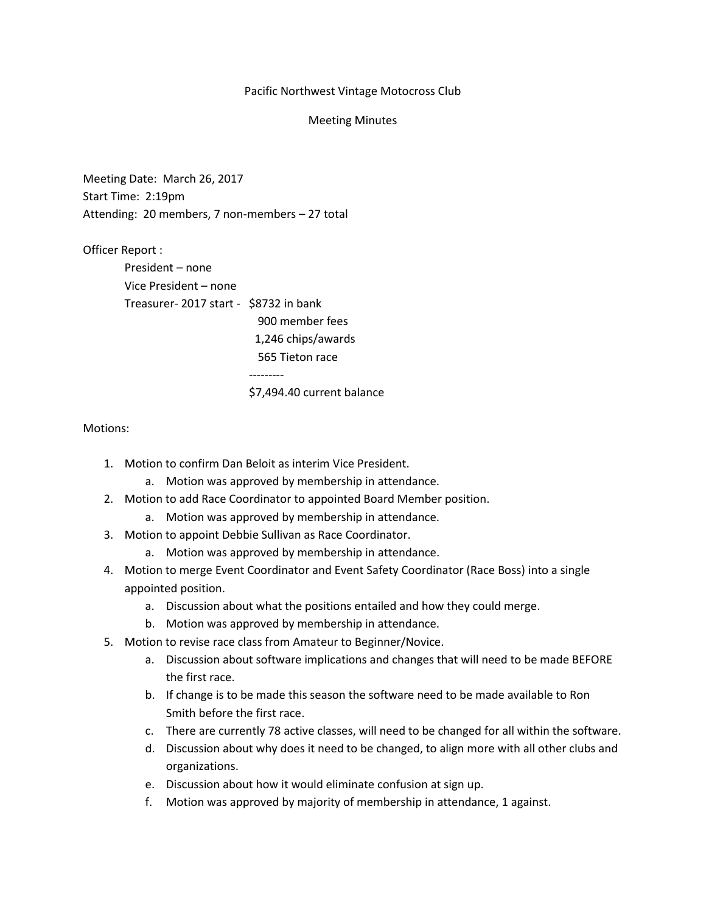# Pacific Northwest Vintage Motocross Club

## Meeting Minutes

Meeting Date: March 26, 2017
Start Time: 2:19pm
Attending: 20 members, 7 non-members – 27 total

Officer Report :

- President – none
- Vice President – none
- Treasurer- 2017 start - $8732 in bank
  - 900 member fees
  - 1,246 chips/awards
  - 565 Tieton race
  - ---------
  - $7,494.40 current balance

Motions:

1. Motion to confirm Dan Beloit as interim Vice President.
   a. Motion was approved by membership in attendance.
2. Motion to add Race Coordinator to appointed Board Member position.
   a. Motion was approved by membership in attendance.
3. Motion to appoint Debbie Sullivan as Race Coordinator.
   a. Motion was approved by membership in attendance.
4. Motion to merge Event Coordinator and Event Safety Coordinator (Race Boss) into a single appointed position.
   a. Discussion about what the positions entailed and how they could merge.
   b. Motion was approved by membership in attendance.
5. Motion to revise race class from Amateur to Beginner/Novice.
   a. Discussion about software implications and changes that will need to be made BEFORE the first race.
   b. If change is to be made this season the software need to be made available to Ron Smith before the first race.
   c. There are currently 78 active classes, will need to be changed for all within the software.
   d. Discussion about why does it need to be changed, to align more with all other clubs and organizations.
   e. Discussion about how it would eliminate confusion at sign up.
   f. Motion was approved by majority of membership in attendance, 1 against.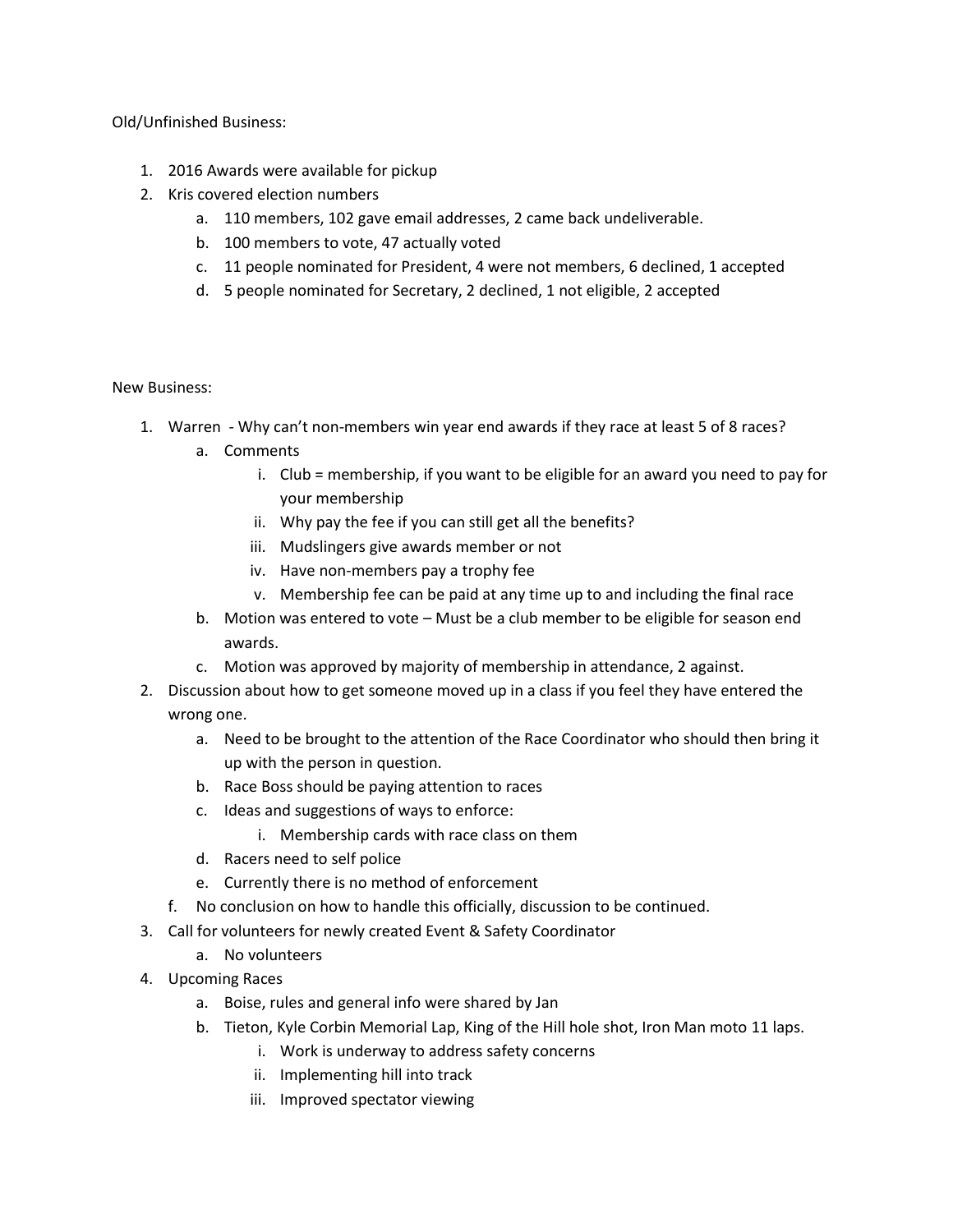Old/Unfinished Business:

1. 2016 Awards were available for pickup
2. Kris covered election numbers
   a. 110 members, 102 gave email addresses, 2 came back undeliverable.
   b. 100 members to vote, 47 actually voted
   c. 11 people nominated for President, 4 were not members, 6 declined, 1 accepted
   d. 5 people nominated for Secretary, 2 declined, 1 not eligible, 2 accepted

New Business:

1. Warren - Why can't non-members win year end awards if they race at least 5 of 8 races?
   a. Comments
      i. Club = membership, if you want to be eligible for an award you need to pay for your membership
      ii. Why pay the fee if you can still get all the benefits?
      iii. Mudslingers give awards member or not
      iv. Have non-members pay a trophy fee
      v. Membership fee can be paid at any time up to and including the final race
   b. Motion was entered to vote – Must be a club member to be eligible for season end awards.
   c. Motion was approved by majority of membership in attendance, 2 against.
2. Discussion about how to get someone moved up in a class if you feel they have entered the wrong one.
   a. Need to be brought to the attention of the Race Coordinator who should then bring it up with the person in question.
   b. Race Boss should be paying attention to races
   c. Ideas and suggestions of ways to enforce:
      i. Membership cards with race class on them
   d. Racers need to self police
   e. Currently there is no method of enforcement
   f. No conclusion on how to handle this officially, discussion to be continued.
3. Call for volunteers for newly created Event & Safety Coordinator
   a. No volunteers
4. Upcoming Races
   a. Boise, rules and general info were shared by Jan
   b. Tieton, Kyle Corbin Memorial Lap, King of the Hill hole shot, Iron Man moto 11 laps.
      i. Work is underway to address safety concerns
      ii. Implementing hill into track
      iii. Improved spectator viewing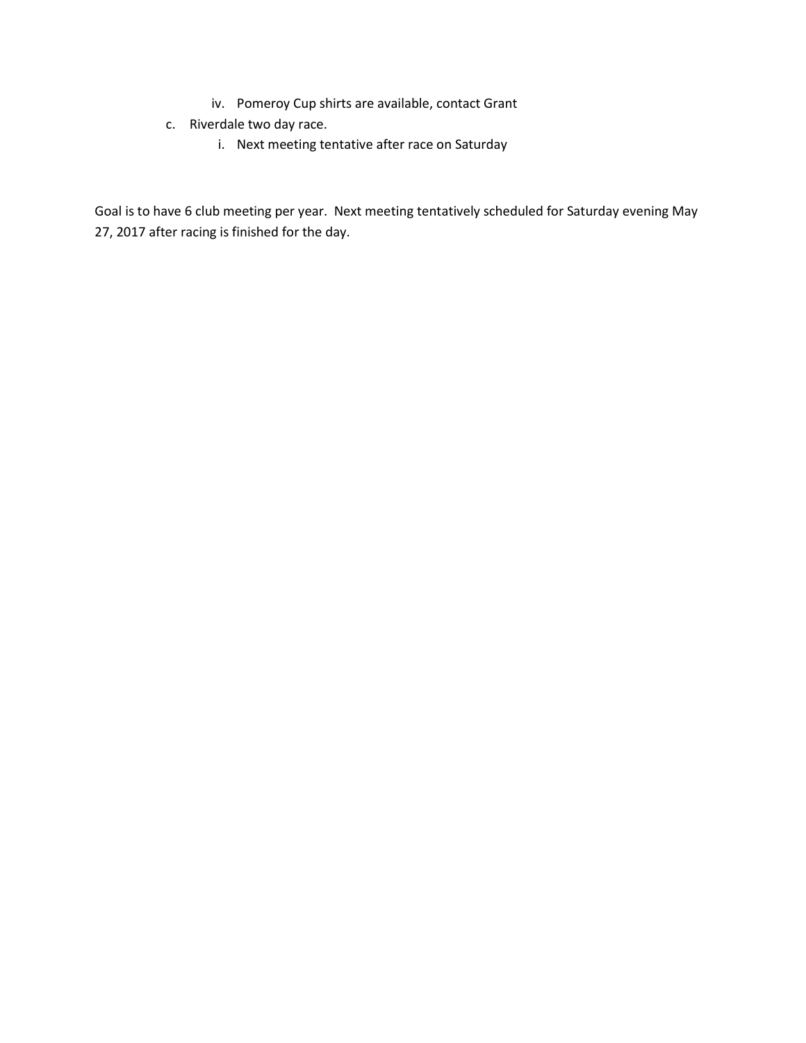iv. Pomeroy Cup shirts are available, contact Grant

    c. Riverdale two day race.

        i. Next meeting tentative after race on Saturday

Goal is to have 6 club meeting per year. Next meeting tentatively scheduled for Saturday evening May 27, 2017 after racing is finished for the day.